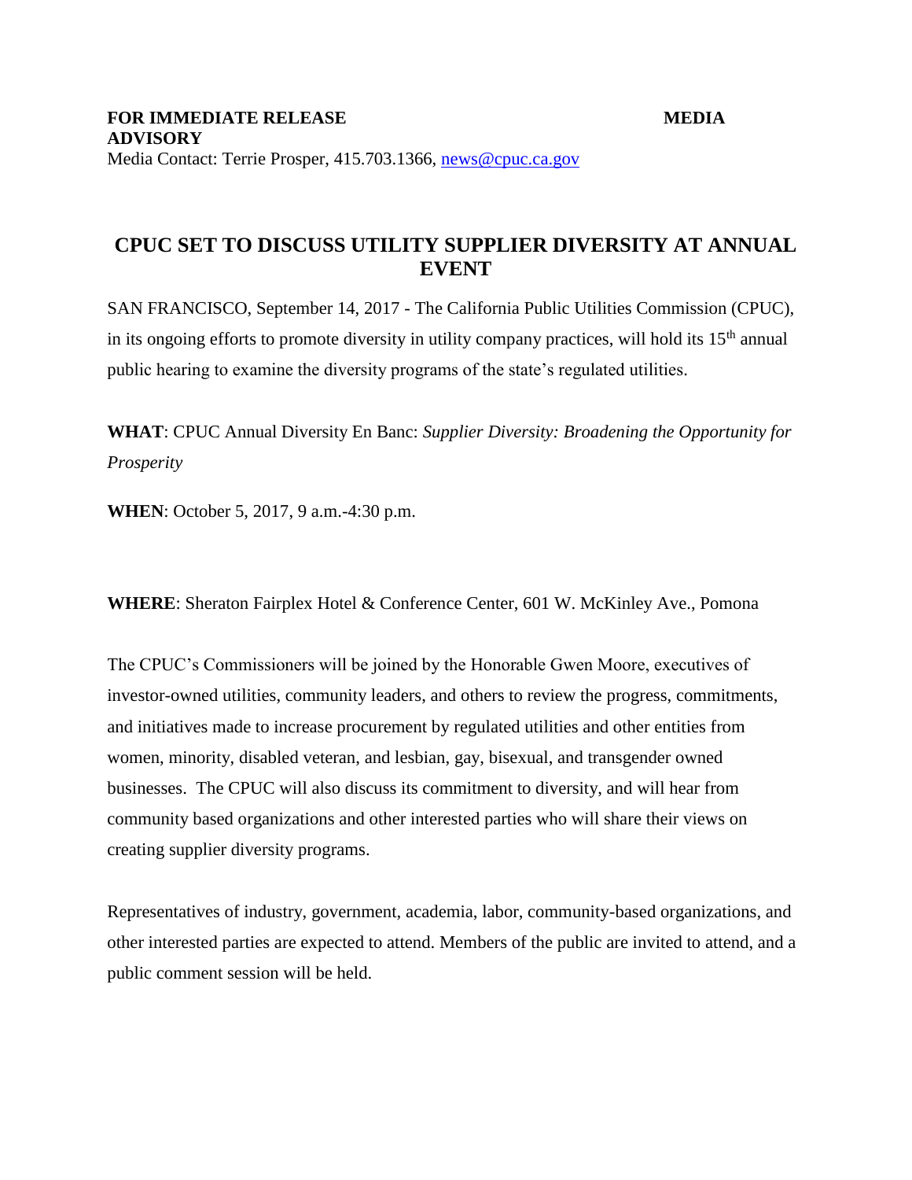**FOR IMMEDIATE RELEASE** **MEDIA ADVISORY**

Media Contact: Terrie Prosper, 415.703.1366, news@cpuc.ca.gov

# CPUC SET TO DISCUSS UTILITY SUPPLIER DIVERSITY AT ANNUAL EVENT

SAN FRANCISCO, September 14, 2017 - The California Public Utilities Commission (CPUC), in its ongoing efforts to promote diversity in utility company practices, will hold its 15th annual public hearing to examine the diversity programs of the state's regulated utilities.

**WHAT**: CPUC Annual Diversity En Banc: *Supplier Diversity: Broadening the Opportunity for Prosperity*

**WHEN**: October 5, 2017, 9 a.m.-4:30 p.m.

**WHERE**: Sheraton Fairplex Hotel & Conference Center, 601 W. McKinley Ave., Pomona

The CPUC's Commissioners will be joined by the Honorable Gwen Moore, executives of investor-owned utilities, community leaders, and others to review the progress, commitments, and initiatives made to increase procurement by regulated utilities and other entities from women, minority, disabled veteran, and lesbian, gay, bisexual, and transgender owned businesses. The CPUC will also discuss its commitment to diversity, and will hear from community based organizations and other interested parties who will share their views on creating supplier diversity programs.

Representatives of industry, government, academia, labor, community-based organizations, and other interested parties are expected to attend. Members of the public are invited to attend, and a public comment session will be held.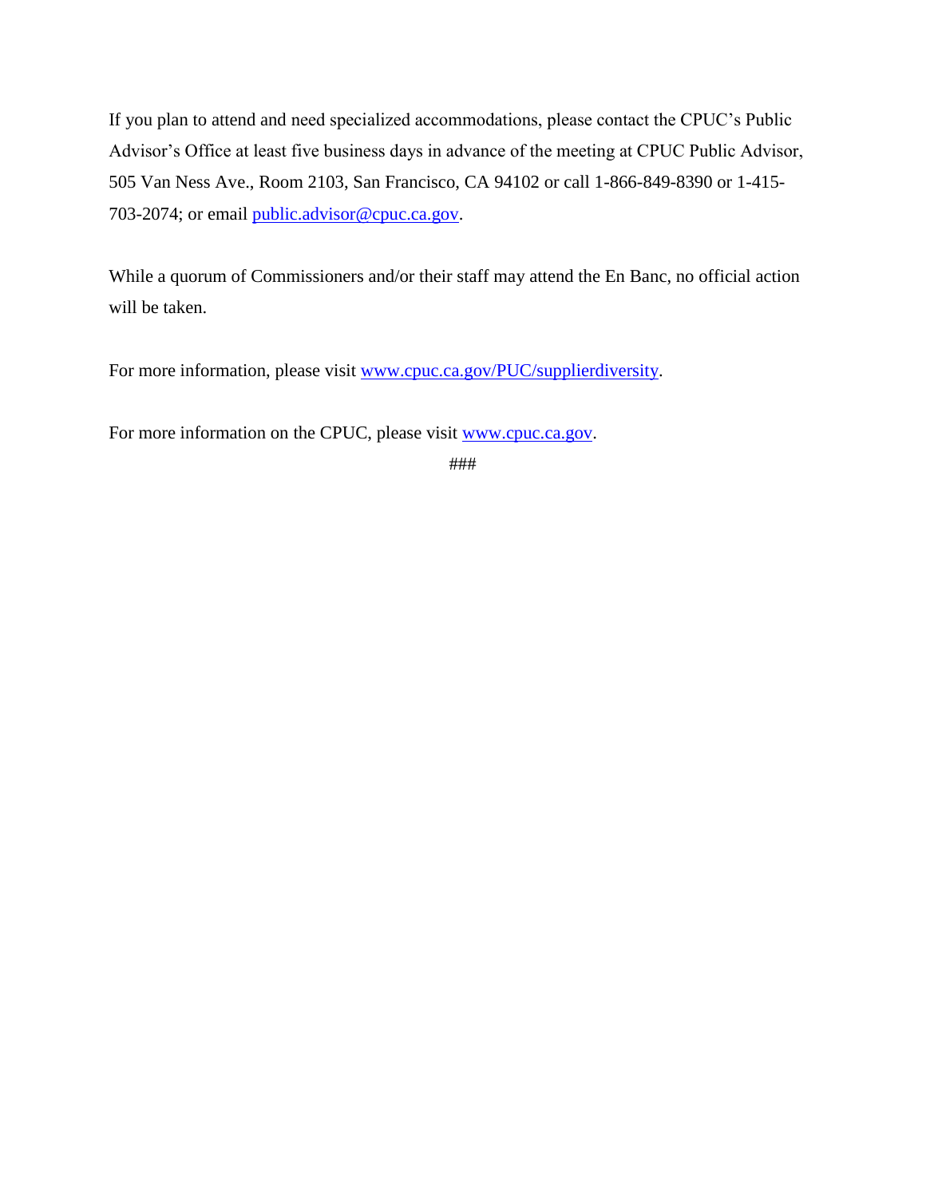If you plan to attend and need specialized accommodations, please contact the CPUC's Public Advisor's Office at least five business days in advance of the meeting at CPUC Public Advisor, 505 Van Ness Ave., Room 2103, San Francisco, CA 94102 or call 1-866-849-8390 or 1-415-703-2074; or email public.advisor@cpuc.ca.gov.

While a quorum of Commissioners and/or their staff may attend the En Banc, no official action will be taken.

For more information, please visit www.cpuc.ca.gov/PUC/supplierdiversity.

For more information on the CPUC, please visit www.cpuc.ca.gov.

###